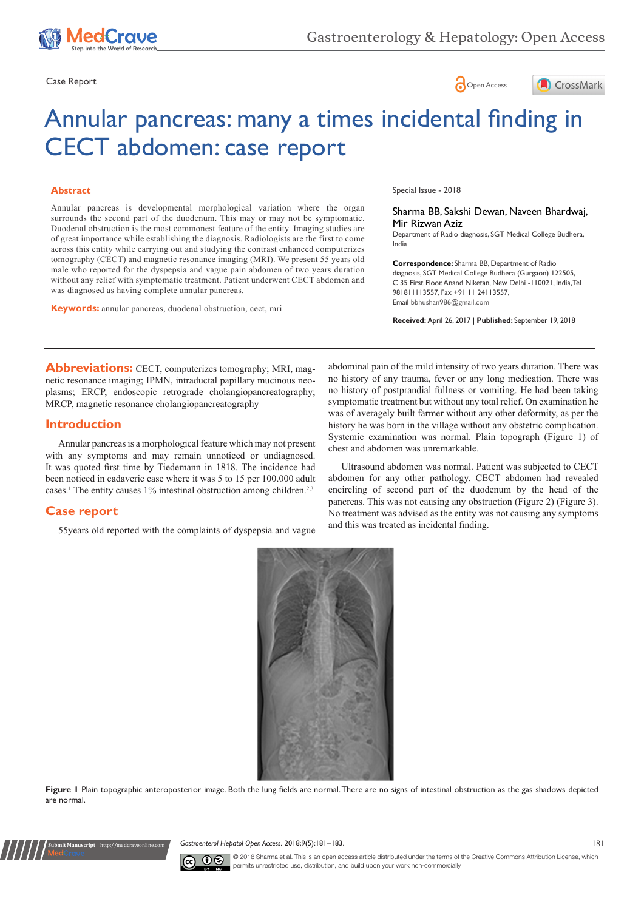Case Report

# Annular pancreas: many a times incidental finding in CECT abdomen: case report

## Abstract

Annular pancreas is developmental morphological variation where the organ surrounds the second part of the duodenum. This may or may not be symptomatic. Duodenal obstruction is the most commonest feature of the entity. Imaging studies are of great importance while establishing the diagnosis. Radiologists are the first to come across this entity while carrying out and studying the contrast enhanced computerizes tomography (CECT) and magnetic resonance imaging (MRI). We present 55 years old male who reported for the dyspepsia and vague pain abdomen of two years duration without any relief with symptomatic treatment. Patient underwent CECT abdomen and was diagnosed as having complete annular pancreas.

**Keywords:** annular pancreas, duodenal obstruction, cect, mri

Special Issue - 2018

Sharma BB, Sakshi Dewan, Naveen Bhardwaj, Mir Rizwan Aziz

Department of Radio diagnosis, SGT Medical College Budhera, India

**Correspondence:** Sharma BB, Department of Radio diagnosis, SGT Medical College Budhera (Gurgaon) 122505, C 35 First Floor, Anand Niketan, New Delhi -110021, India, Tel 9818111113557, Fax +91 11 24113557, Email bbhushan986@gmail.com

**Received:** April 26, 2017 | **Published:** September 19, 2018

**Abbreviations:** CECT, computerizes tomography; MRI, magnetic resonance imaging; IPMN, intraductal papillary mucinous neoplasms; ERCP, endoscopic retrograde cholangiopancreatography; MRCP, magnetic resonance cholangiopancreatography

## Introduction

Annular pancreas is a morphological feature which may not present with any symptoms and may remain unnoticed or undiagnosed. It was quoted first time by Tiedemann in 1818. The incidence had been noticed in cadaveric case where it was 5 to 15 per 100.000 adult cases.[1] The entity causes 1% intestinal obstruction among children.[2,3]

## Case report

55years old reported with the complaints of dyspepsia and vague abdominal pain of the mild intensity of two years duration. There was no history of any trauma, fever or any long medication. There was no history of postprandial fullness or vomiting. He had been taking symptomatic treatment but without any total relief. On examination he was of averagely built farmer without any other deformity, as per the history he was born in the village without any obstetric complication. Systemic examination was normal. Plain topograph (Figure 1) of chest and abdomen was unremarkable.

Ultrasound abdomen was normal. Patient was subjected to CECT abdomen for any other pathology. CECT abdomen had revealed encircling of second part of the duodenum by the head of the pancreas. This was not causing any obstruction (Figure 2) (Figure 3). No treatment was advised as the entity was not causing any symptoms and this was treated as incidental finding.

**Figure 1** Plain topographic anteroposterior image. Both the lung fields are normal. There are no signs of intestinal obstruction as the gas shadows depicted are normal.

© 2018 Sharma et al. This is an open access article distributed under the terms of the Creative Commons Attribution License, which permits unrestricted use, distribution, and build upon your work non-commercially.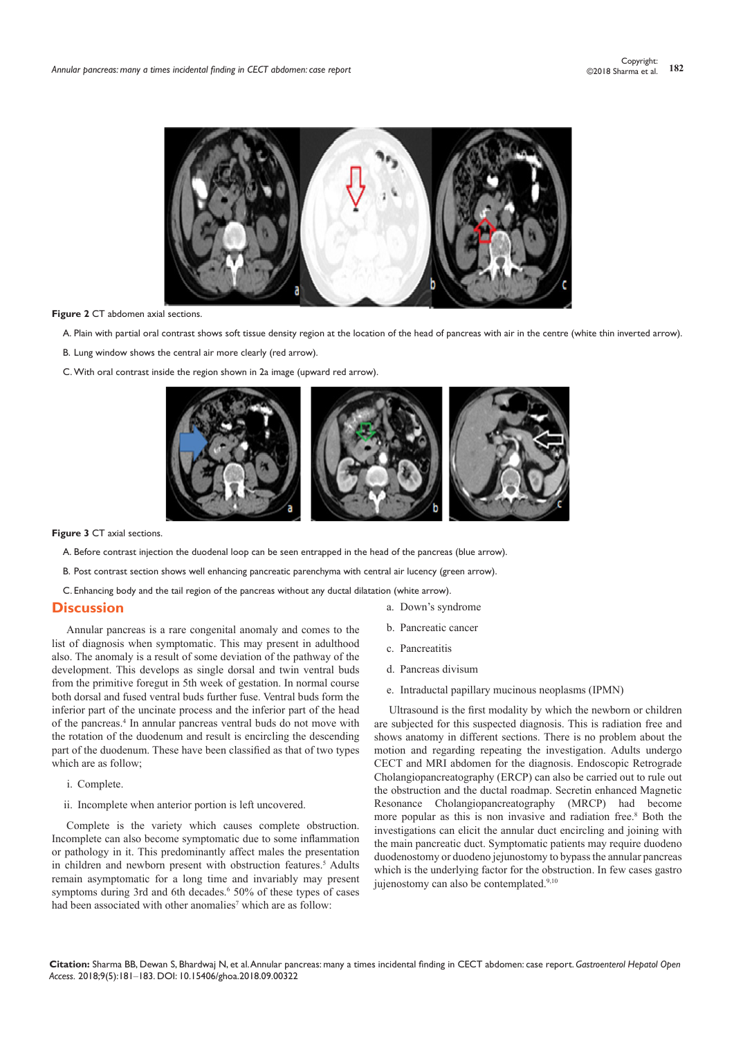**Figure 2** CT abdomen axial sections.

A. Plain with partial oral contrast shows soft tissue density region at the location of the head of pancreas with air in the centre (white thin inverted arrow).

B. Lung window shows the central air more clearly (red arrow).

C. With oral contrast inside the region shown in 2a image (upward red arrow).

**Figure 3** CT axial sections.

A. Before contrast injection the duodenal loop can be seen entrapped in the head of the pancreas (blue arrow).

B. Post contrast section shows well enhancing pancreatic parenchyma with central air lucency (green arrow).

C. Enhancing body and the tail region of the pancreas without any ductal dilatation (white arrow).

## Discussion

Annular pancreas is a rare congenital anomaly and comes to the list of diagnosis when symptomatic. This may present in adulthood also. The anomaly is a result of some deviation of the pathway of the development. This develops as single dorsal and twin ventral buds from the primitive foregut in 5th week of gestation. In normal course both dorsal and fused ventral buds further fuse. Ventral buds form the inferior part of the uncinate process and the inferior part of the head of the pancreas.[4] In annular pancreas ventral buds do not move with the rotation of the duodenum and result is encircling the descending part of the duodenum. These have been classified as that of two types which are as follow;

i. Complete.

ii. Incomplete when anterior portion is left uncovered.

Complete is the variety which causes complete obstruction. Incomplete can also become symptomatic due to some inflammation or pathology in it. This predominantly affect males the presentation in children and newborn present with obstruction features.[5] Adults remain asymptomatic for a long time and invariably may present symptoms during 3rd and 6th decades.[6] 50% of these types of cases had been associated with other anomalies[7] which are as follow:

a. Down's syndrome

b. Pancreatic cancer

c. Pancreatitis

d. Pancreas divisum

e. Intraductal papillary mucinous neoplasms (IPMN)

Ultrasound is the first modality by which the newborn or children are subjected for this suspected diagnosis. This is radiation free and shows anatomy in different sections. There is no problem about the motion and regarding repeating the investigation. Adults undergo CECT and MRI abdomen for the diagnosis. Endoscopic Retrograde Cholangiopancreatography (ERCP) can also be carried out to rule out the obstruction and the ductal roadmap. Secretin enhanced Magnetic Resonance Cholangiopancreatography (MRCP) had become more popular as this is non invasive and radiation free.[8] Both the investigations can elicit the annular duct encircling and joining with the main pancreatic duct. Symptomatic patients may require duodeno duodenostomy or duodeno jejunostomy to bypass the annular pancreas which is the underlying factor for the obstruction. In few cases gastro jujenostomy can also be contemplated.[9,10]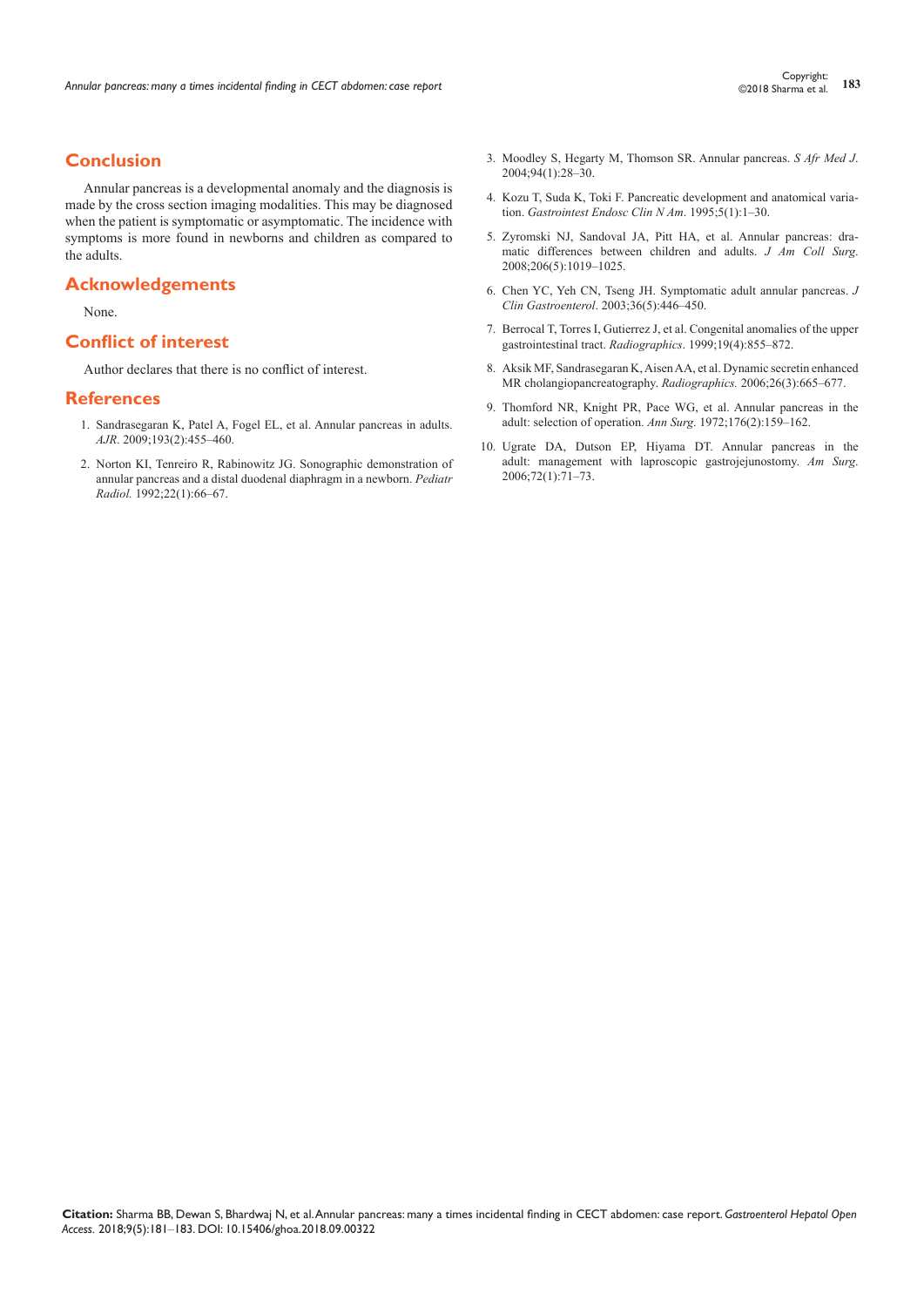## Conclusion

Annular pancreas is a developmental anomaly and the diagnosis is made by the cross section imaging modalities. This may be diagnosed when the patient is symptomatic or asymptomatic. The incidence with symptoms is more found in newborns and children as compared to the adults.

## Acknowledgements

None.

## Conflict of interest

Author declares that there is no conflict of interest.

## References

1. Sandrasegaran K, Patel A, Fogel EL, et al. Annular pancreas in adults. *AJR*. 2009;193(2):455–460.
2. Norton KI, Tenreiro R, Rabinowitz JG. Sonographic demonstration of annular pancreas and a distal duodenal diaphragm in a newborn. *Pediatr Radiol.* 1992;22(1):66–67.
3. Moodley S, Hegarty M, Thomson SR. Annular pancreas. *S Afr Med J*. 2004;94(1):28–30.
4. Kozu T, Suda K, Toki F. Pancreatic development and anatomical variation. *Gastrointest Endosc Clin N Am*. 1995;5(1):1–30.
5. Zyromski NJ, Sandoval JA, Pitt HA, et al. Annular pancreas: dramatic differences between children and adults. *J Am Coll Surg*. 2008;206(5):1019–1025.
6. Chen YC, Yeh CN, Tseng JH. Symptomatic adult annular pancreas. *J Clin Gastroenterol*. 2003;36(5):446–450.
7. Berrocal T, Torres I, Gutierrez J, et al. Congenital anomalies of the upper gastrointestinal tract. *Radiographics*. 1999;19(4):855–872.
8. Aksik MF, Sandrasegaran K, Aisen AA, et al. Dynamic secretin enhanced MR cholangiopancreatography. *Radiographics.* 2006;26(3):665–677.
9. Thomford NR, Knight PR, Pace WG, et al. Annular pancreas in the adult: selection of operation. *Ann Surg*. 1972;176(2):159–162.
10. Ugrate DA, Dutson EP, Hiyama DT. Annular pancreas in the adult: management with laproscopic gastrojejunostomy. *Am Surg*. 2006;72(1):71–73.

**Citation:** Sharma BB, Dewan S, Bhardwaj N, et al. Annular pancreas: many a times incidental finding in CECT abdomen: case report. *Gastroenterol Hepatol Open Access.* 2018;9(5):181–183. DOI: 10.15406/ghoa.2018.09.00322